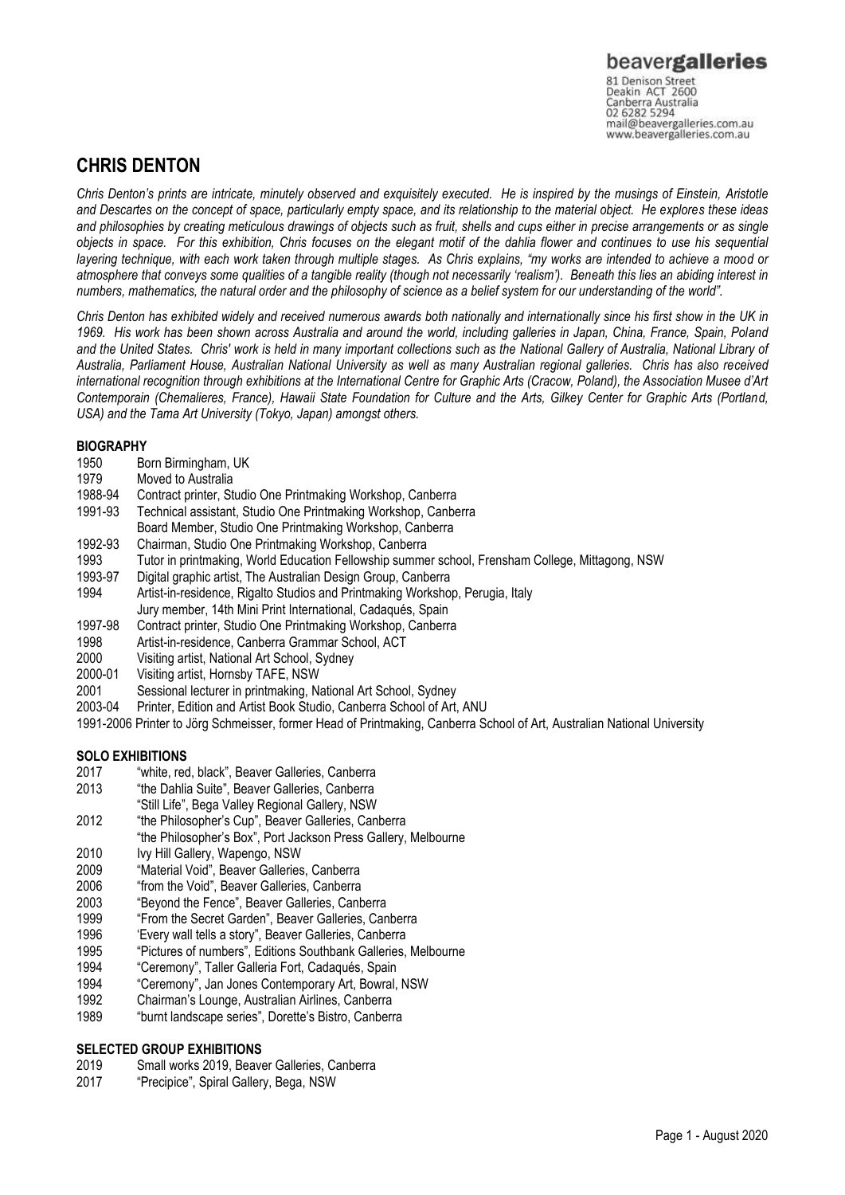beavergalleries
81 Denison Street
Deakin ACT 2600
Canberra Australia
02 6282 5294
mail@beavergalleries.com.au
www.beavergalleries.com.au

# CHRIS DENTON

*Chris Denton's prints are intricate, minutely observed and exquisitely executed. He is inspired by the musings of Einstein, Aristotle and Descartes on the concept of space, particularly empty space, and its relationship to the material object. He explores these ideas and philosophies by creating meticulous drawings of objects such as fruit, shells and cups either in precise arrangements or as single objects in space. For this exhibition, Chris focuses on the elegant motif of the dahlia flower and continues to use his sequential layering technique, with each work taken through multiple stages. As Chris explains, "my works are intended to achieve a mood or atmosphere that conveys some qualities of a tangible reality (though not necessarily 'realism'). Beneath this lies an abiding interest in numbers, mathematics, the natural order and the philosophy of science as a belief system for our understanding of the world".*

*Chris Denton has exhibited widely and received numerous awards both nationally and internationally since his first show in the UK in 1969. His work has been shown across Australia and around the world, including galleries in Japan, China, France, Spain, Poland and the United States. Chris' work is held in many important collections such as the National Gallery of Australia, National Library of Australia, Parliament House, Australian National University as well as many Australian regional galleries. Chris has also received international recognition through exhibitions at the International Centre for Graphic Arts (Cracow, Poland), the Association Musee d'Art Contemporain (Chemalieres, France), Hawaii State Foundation for Culture and the Arts, Gilkey Center for Graphic Arts (Portland, USA) and the Tama Art University (Tokyo, Japan) amongst others.*

## BIOGRAPHY

1950 Born Birmingham, UK
1979 Moved to Australia
1988-94 Contract printer, Studio One Printmaking Workshop, Canberra
1991-93 Technical assistant, Studio One Printmaking Workshop, Canberra
Board Member, Studio One Printmaking Workshop, Canberra
1992-93 Chairman, Studio One Printmaking Workshop, Canberra
1993 Tutor in printmaking, World Education Fellowship summer school, Frensham College, Mittagong, NSW
1993-97 Digital graphic artist, The Australian Design Group, Canberra
1994 Artist-in-residence, Rigalto Studios and Printmaking Workshop, Perugia, Italy
Jury member, 14th Mini Print International, Cadaqués, Spain
1997-98 Contract printer, Studio One Printmaking Workshop, Canberra
1998 Artist-in-residence, Canberra Grammar School, ACT
2000 Visiting artist, National Art School, Sydney
2000-01 Visiting artist, Hornsby TAFE, NSW
2001 Sessional lecturer in printmaking, National Art School, Sydney
2003-04 Printer, Edition and Artist Book Studio, Canberra School of Art, ANU
1991-2006 Printer to Jörg Schmeisser, former Head of Printmaking, Canberra School of Art, Australian National University

## SOLO EXHIBITIONS

2017 "white, red, black", Beaver Galleries, Canberra
2013 "the Dahlia Suite", Beaver Galleries, Canberra
"Still Life", Bega Valley Regional Gallery, NSW
2012 "the Philosopher's Cup", Beaver Galleries, Canberra
"the Philosopher's Box", Port Jackson Press Gallery, Melbourne
2010 Ivy Hill Gallery, Wapengo, NSW
2009 "Material Void", Beaver Galleries, Canberra
2006 "from the Void", Beaver Galleries, Canberra
2003 "Beyond the Fence", Beaver Galleries, Canberra
1999 "From the Secret Garden", Beaver Galleries, Canberra
1996 'Every wall tells a story", Beaver Galleries, Canberra
1995 "Pictures of numbers", Editions Southbank Galleries, Melbourne
1994 "Ceremony", Taller Galleria Fort, Cadaqués, Spain
1994 "Ceremony", Jan Jones Contemporary Art, Bowral, NSW
1992 Chairman's Lounge, Australian Airlines, Canberra
1989 "burnt landscape series", Dorette's Bistro, Canberra

## SELECTED GROUP EXHIBITIONS

2019 Small works 2019, Beaver Galleries, Canberra
2017 "Precipice", Spiral Gallery, Bega, NSW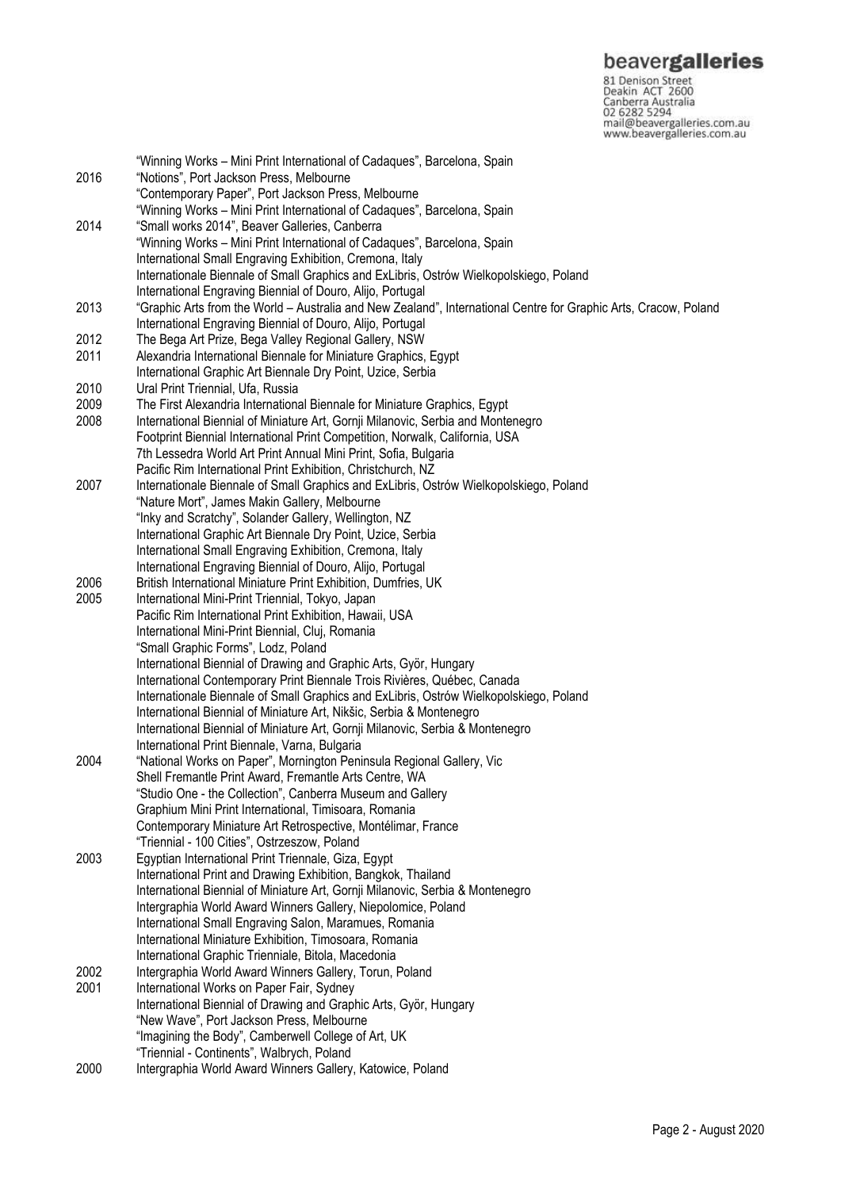| | |
|---|---|
| | "Winning Works – Mini Print International of Cadaques", Barcelona, Spain |
| 2016 | "Notions", Port Jackson Press, Melbourne |
| | "Contemporary Paper", Port Jackson Press, Melbourne |
| | "Winning Works – Mini Print International of Cadaques", Barcelona, Spain |
| 2014 | "Small works 2014", Beaver Galleries, Canberra |
| | "Winning Works – Mini Print International of Cadaques", Barcelona, Spain |
| | International Small Engraving Exhibition, Cremona, Italy |
| | Internationale Biennale of Small Graphics and ExLibris, Ostrów Wielkopolskiego, Poland |
| | International Engraving Biennial of Douro, Alijo, Portugal |
| 2013 | "Graphic Arts from the World – Australia and New Zealand", International Centre for Graphic Arts, Cracow, Poland |
| | International Engraving Biennial of Douro, Alijo, Portugal |
| 2012 | The Bega Art Prize, Bega Valley Regional Gallery, NSW |
| 2011 | Alexandria International Biennale for Miniature Graphics, Egypt |
| | International Graphic Art Biennale Dry Point, Uzice, Serbia |
| 2010 | Ural Print Triennial, Ufa, Russia |
| 2009 | The First Alexandria International Biennale for Miniature Graphics, Egypt |
| 2008 | International Biennial of Miniature Art, Gornji Milanovic, Serbia and Montenegro |
| | Footprint Biennial International Print Competition, Norwalk, California, USA |
| | 7th Lessedra World Art Print Annual Mini Print, Sofia, Bulgaria |
| | Pacific Rim International Print Exhibition, Christchurch, NZ |
| 2007 | Internationale Biennale of Small Graphics and ExLibris, Ostrów Wielkopolskiego, Poland |
| | "Nature Mort", James Makin Gallery, Melbourne |
| | "Inky and Scratchy", Solander Gallery, Wellington, NZ |
| | International Graphic Art Biennale Dry Point, Uzice, Serbia |
| | International Small Engraving Exhibition, Cremona, Italy |
| | International Engraving Biennial of Douro, Alijo, Portugal |
| 2006 | British International Miniature Print Exhibition, Dumfries, UK |
| 2005 | International Mini-Print Triennial, Tokyo, Japan |
| | Pacific Rim International Print Exhibition, Hawaii, USA |
| | International Mini-Print Biennial, Cluj, Romania |
| | "Small Graphic Forms", Lodz, Poland |
| | International Biennial of Drawing and Graphic Arts, Györ, Hungary |
| | International Contemporary Print Biennale Trois Rivières, Québec, Canada |
| | Internationale Biennale of Small Graphics and ExLibris, Ostrów Wielkopolskiego, Poland |
| | International Biennial of Miniature Art, Nikšic, Serbia & Montenegro |
| | International Biennial of Miniature Art, Gornji Milanovic, Serbia & Montenegro |
| | International Print Biennale, Varna, Bulgaria |
| 2004 | "National Works on Paper", Mornington Peninsula Regional Gallery, Vic |
| | Shell Fremantle Print Award, Fremantle Arts Centre, WA |
| | "Studio One - the Collection", Canberra Museum and Gallery |
| | Graphium Mini Print International, Timisoara, Romania |
| | Contemporary Miniature Art Retrospective, Montélimar, France |
| | "Triennial - 100 Cities", Ostrzeszow, Poland |
| 2003 | Egyptian International Print Triennale, Giza, Egypt |
| | International Print and Drawing Exhibition, Bangkok, Thailand |
| | International Biennial of Miniature Art, Gornji Milanovic, Serbia & Montenegro |
| | Intergraphia World Award Winners Gallery, Niepolomice, Poland |
| | International Small Engraving Salon, Maramues, Romania |
| | International Miniature Exhibition, Timosoara, Romania |
| | International Graphic Trienniale, Bitola, Macedonia |
| 2002 | Intergraphia World Award Winners Gallery, Torun, Poland |
| 2001 | International Works on Paper Fair, Sydney |
| | International Biennial of Drawing and Graphic Arts, Györ, Hungary |
| | "New Wave", Port Jackson Press, Melbourne |
| | "Imagining the Body", Camberwell College of Art, UK |
| | "Triennial - Continents", Walbrych, Poland |
| 2000 | Intergraphia World Award Winners Gallery, Katowice, Poland |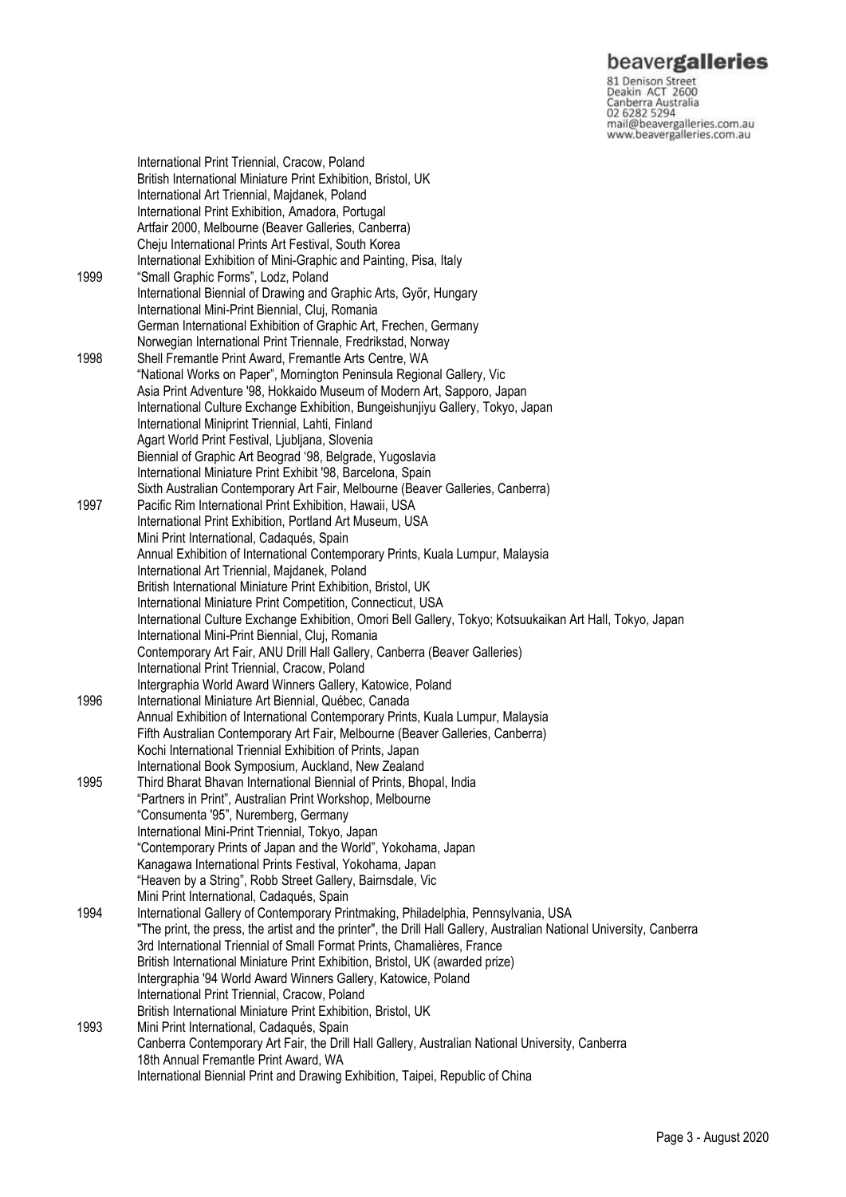International Print Triennial, Cracow, Poland
British International Miniature Print Exhibition, Bristol, UK
International Art Triennial, Majdanek, Poland
International Print Exhibition, Amadora, Portugal
Artfair 2000, Melbourne (Beaver Galleries, Canberra)
Cheju International Prints Art Festival, South Korea
International Exhibition of Mini-Graphic and Painting, Pisa, Italy

**1999**
"Small Graphic Forms", Lodz, Poland
International Biennial of Drawing and Graphic Arts, Györ, Hungary
International Mini-Print Biennial, Cluj, Romania
German International Exhibition of Graphic Art, Frechen, Germany
Norwegian International Print Triennale, Fredrikstad, Norway

**1998**
Shell Fremantle Print Award, Fremantle Arts Centre, WA
"National Works on Paper", Mornington Peninsula Regional Gallery, Vic
Asia Print Adventure '98, Hokkaido Museum of Modern Art, Sapporo, Japan
International Culture Exchange Exhibition, Bungeishunjiyu Gallery, Tokyo, Japan
International Miniprint Triennial, Lahti, Finland
Agart World Print Festival, Ljubljana, Slovenia
Biennial of Graphic Art Beograd '98, Belgrade, Yugoslavia
International Miniature Print Exhibit '98, Barcelona, Spain
Sixth Australian Contemporary Art Fair, Melbourne (Beaver Galleries, Canberra)

**1997**
Pacific Rim International Print Exhibition, Hawaii, USA
International Print Exhibition, Portland Art Museum, USA
Mini Print International, Cadaqués, Spain
Annual Exhibition of International Contemporary Prints, Kuala Lumpur, Malaysia
International Art Triennial, Majdanek, Poland
British International Miniature Print Exhibition, Bristol, UK
International Miniature Print Competition, Connecticut, USA
International Culture Exchange Exhibition, Omori Bell Gallery, Tokyo; Kotsuukaikan Art Hall, Tokyo, Japan
International Mini-Print Biennial, Cluj, Romania
Contemporary Art Fair, ANU Drill Hall Gallery, Canberra (Beaver Galleries)
International Print Triennial, Cracow, Poland
Intergraphia World Award Winners Gallery, Katowice, Poland

**1996**
International Miniature Art Biennial, Québec, Canada
Annual Exhibition of International Contemporary Prints, Kuala Lumpur, Malaysia
Fifth Australian Contemporary Art Fair, Melbourne (Beaver Galleries, Canberra)
Kochi International Triennial Exhibition of Prints, Japan
International Book Symposium, Auckland, New Zealand

**1995**
Third Bharat Bhavan International Biennial of Prints, Bhopal, India
"Partners in Print", Australian Print Workshop, Melbourne
"Consumenta '95", Nuremberg, Germany
International Mini-Print Triennial, Tokyo, Japan
"Contemporary Prints of Japan and the World", Yokohama, Japan
Kanagawa International Prints Festival, Yokohama, Japan
"Heaven by a String", Robb Street Gallery, Bairnsdale, Vic
Mini Print International, Cadaqués, Spain

**1994**
International Gallery of Contemporary Printmaking, Philadelphia, Pennsylvania, USA
"The print, the press, the artist and the printer", the Drill Hall Gallery, Australian National University, Canberra
3rd International Triennial of Small Format Prints, Chamalières, France
British International Miniature Print Exhibition, Bristol, UK (awarded prize)
Intergraphia '94 World Award Winners Gallery, Katowice, Poland
International Print Triennial, Cracow, Poland
British International Miniature Print Exhibition, Bristol, UK

**1993**
Mini Print International, Cadaqués, Spain
Canberra Contemporary Art Fair, the Drill Hall Gallery, Australian National University, Canberra
18th Annual Fremantle Print Award, WA
International Biennial Print and Drawing Exhibition, Taipei, Republic of China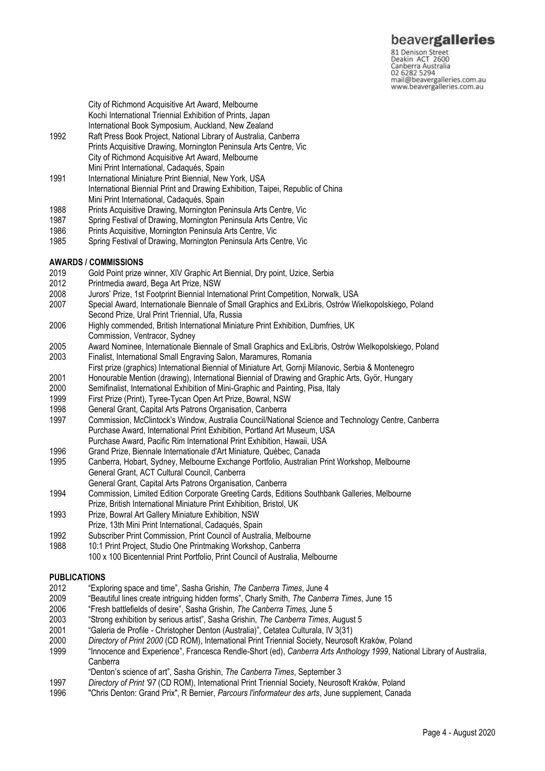City of Richmond Acquisitive Art Award, Melbourne
Kochi International Triennial Exhibition of Prints, Japan
International Book Symposium, Auckland, New Zealand

1992 Raft Press Book Project, National Library of Australia, Canberra
Prints Acquisitive Drawing, Mornington Peninsula Arts Centre, Vic
City of Richmond Acquisitive Art Award, Melbourne
Mini Print International, Cadaqués, Spain

1991 International Miniature Print Biennial, New York, USA
International Biennial Print and Drawing Exhibition, Taipei, Republic of China
Mini Print International, Cadaqués, Spain

1988 Prints Acquisitive Drawing, Mornington Peninsula Arts Centre, Vic

1987 Spring Festival of Drawing, Mornington Peninsula Arts Centre, Vic

1986 Prints Acquisitive, Mornington Peninsula Arts Centre, Vic

1985 Spring Festival of Drawing, Mornington Peninsula Arts Centre, Vic

**AWARDS / COMMISSIONS**

2019 Gold Point prize winner, XIV Graphic Art Biennial, Dry point, Uzice, Serbia

2012 Printmedia award, Bega Art Prize, NSW

2008 Jurors' Prize, 1st Footprint Biennial International Print Competition, Norwalk, USA

2007 Special Award, Internationale Biennale of Small Graphics and ExLibris, Ostrów Wielkopolskiego, Poland
Second Prize, Ural Print Triennial, Ufa, Russia

2006 Highly commended, British International Miniature Print Exhibition, Dumfries, UK
Commission, Ventracor, Sydney

2005 Award Nominee, Internationale Biennale of Small Graphics and ExLibris, Ostrów Wielkopolskiego, Poland

2003 Finalist, International Small Engraving Salon, Maramures, Romania
First prize (graphics) International Biennial of Miniature Art, Gornji Milanovic, Serbia & Montenegro

2001 Honourable Mention (drawing), International Biennial of Drawing and Graphic Arts, Györ, Hungary

2000 Semifinalist, International Exhibition of Mini-Graphic and Painting, Pisa, Italy

1999 First Prize (Print), Tyree-Tycan Open Art Prize, Bowral, NSW

1998 General Grant, Capital Arts Patrons Organisation, Canberra

1997 Commission, McClintock's Window, Australia Council/National Science and Technology Centre, Canberra
Purchase Award, International Print Exhibition, Portland Art Museum, USA
Purchase Award, Pacific Rim International Print Exhibition, Hawaii, USA

1996 Grand Prize, Biennale Internationale d'Art Miniature, Québec, Canada

1995 Canberra, Hobart, Sydney, Melbourne Exchange Portfolio, Australian Print Workshop, Melbourne
General Grant, ACT Cultural Council, Canberra
General Grant, Capital Arts Patrons Organisation, Canberra

1994 Commission, Limited Edition Corporate Greeting Cards, Editions Southbank Galleries, Melbourne
Prize, British International Miniature Print Exhibition, Bristol, UK

1993 Prize, Bowral Art Gallery Miniature Exhibition, NSW
Prize, 13th Mini Print International, Cadaqués, Spain

1992 Subscriber Print Commission, Print Council of Australia, Melbourne

1988 10:1 Print Project, Studio One Printmaking Workshop, Canberra
100 x 100 Bicentennial Print Portfolio, Print Council of Australia, Melbourne

**PUBLICATIONS**

2012 "Exploring space and time", Sasha Grishin, *The Canberra Times*, June 4

2009 "Beautiful lines create intriguing hidden forms", Charly Smith, *The Canberra Times*, June 15

2006 "Fresh battlefields of desire", Sasha Grishin, *The Canberra Times,* June 5

2003 "Strong exhibition by serious artist", Sasha Grishin, *The Canberra Times*, August 5

2001 "Galeria de Profile - Christopher Denton (Australia)", Cetatea Culturala, IV 3(31)

2000 *Directory of Print 2000* (CD ROM), International Print Triennial Society, Neurosoft Kraków, Poland

1999 "Innocence and Experience", Francesca Rendle-Short (ed), *Canberra Arts Anthology 1999*, National Library of Australia, Canberra
"Denton's science of art", Sasha Grishin, *The Canberra Times*, September 3

1997 *Directory of Print '97* (CD ROM), International Print Triennial Society, Neurosoft Kraków, Poland

1996 "Chris Denton: Grand Prix", R Bernier, *Parcours l'informateur des arts*, June supplement, Canada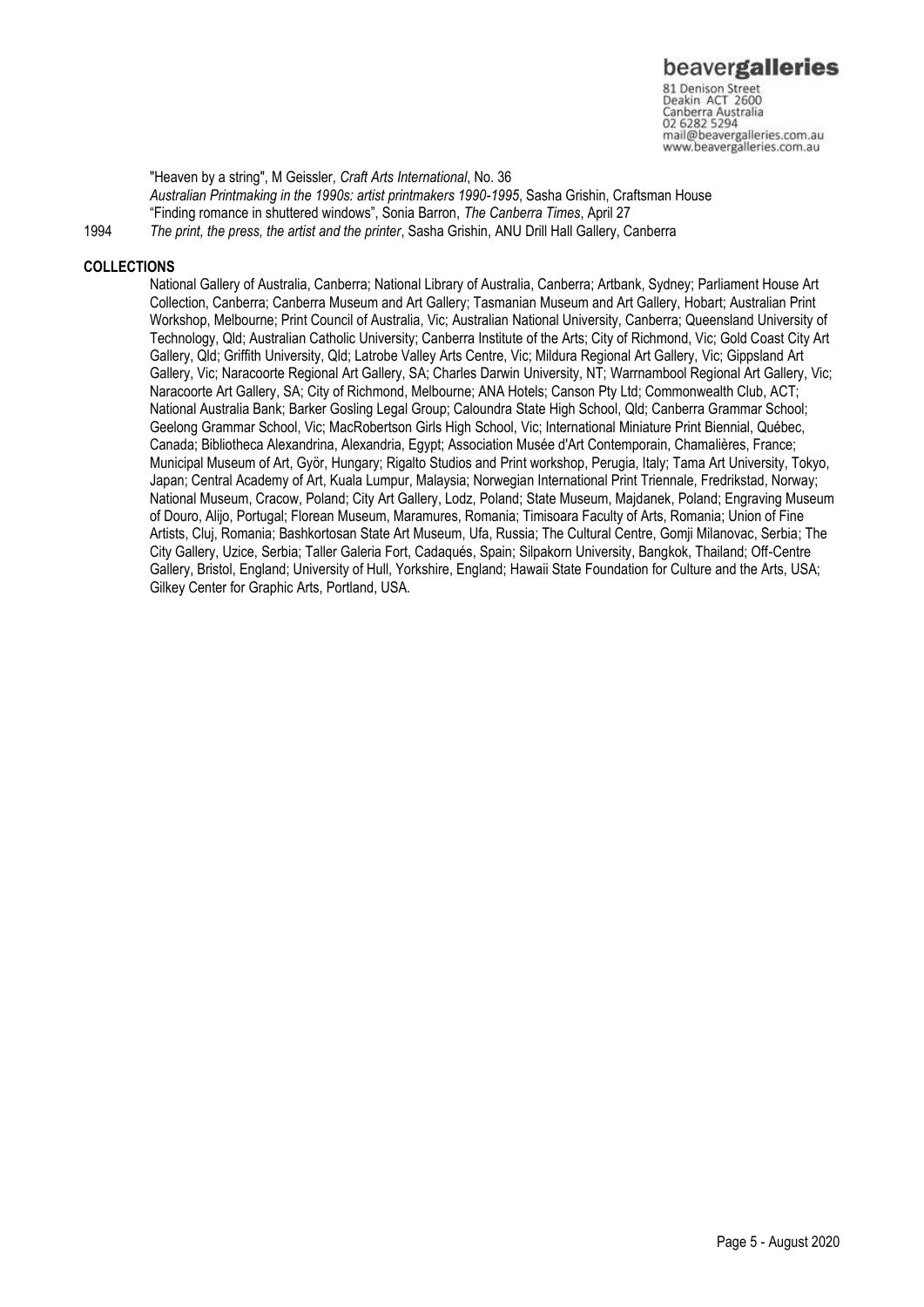"Heaven by a string", M Geissler, *Craft Arts International*, No. 36
*Australian Printmaking in the 1990s: artist printmakers 1990-1995*, Sasha Grishin, Craftsman House
"Finding romance in shuttered windows", Sonia Barron, *The Canberra Times*, April 27

1994 *The print, the press, the artist and the printer*, Sasha Grishin, ANU Drill Hall Gallery, Canberra

**COLLECTIONS**

National Gallery of Australia, Canberra; National Library of Australia, Canberra; Artbank, Sydney; Parliament House Art Collection, Canberra; Canberra Museum and Art Gallery; Tasmanian Museum and Art Gallery, Hobart; Australian Print Workshop, Melbourne; Print Council of Australia, Vic; Australian National University, Canberra; Queensland University of Technology, Qld; Australian Catholic University; Canberra Institute of the Arts; City of Richmond, Vic; Gold Coast City Art Gallery, Qld; Griffith University, Qld; Latrobe Valley Arts Centre, Vic; Mildura Regional Art Gallery, Vic; Gippsland Art Gallery, Vic; Naracoorte Regional Art Gallery, SA; Charles Darwin University, NT; Warrnambool Regional Art Gallery, Vic; Naracoorte Art Gallery, SA; City of Richmond, Melbourne; ANA Hotels; Canson Pty Ltd; Commonwealth Club, ACT; National Australia Bank; Barker Gosling Legal Group; Caloundra State High School, Qld; Canberra Grammar School; Geelong Grammar School, Vic; MacRobertson Girls High School, Vic; International Miniature Print Biennial, Québec, Canada; Bibliotheca Alexandrina, Alexandria, Egypt; Association Musée d'Art Contemporain, Chamalières, France; Municipal Museum of Art, Györ, Hungary; Rigalto Studios and Print workshop, Perugia, Italy; Tama Art University, Tokyo, Japan; Central Academy of Art, Kuala Lumpur, Malaysia; Norwegian International Print Triennale, Fredrikstad, Norway; National Museum, Cracow, Poland; City Art Gallery, Lodz, Poland; State Museum, Majdanek, Poland; Engraving Museum of Douro, Alijo, Portugal; Florean Museum, Maramures, Romania; Timisoara Faculty of Arts, Romania; Union of Fine Artists, Cluj, Romania; Bashkortosan State Art Museum, Ufa, Russia; The Cultural Centre, Gomji Milanovac, Serbia; The City Gallery, Uzice, Serbia; Taller Galeria Fort, Cadaqués, Spain; Silpakorn University, Bangkok, Thailand; Off-Centre Gallery, Bristol, England; University of Hull, Yorkshire, England; Hawaii State Foundation for Culture and the Arts, USA; Gilkey Center for Graphic Arts, Portland, USA.